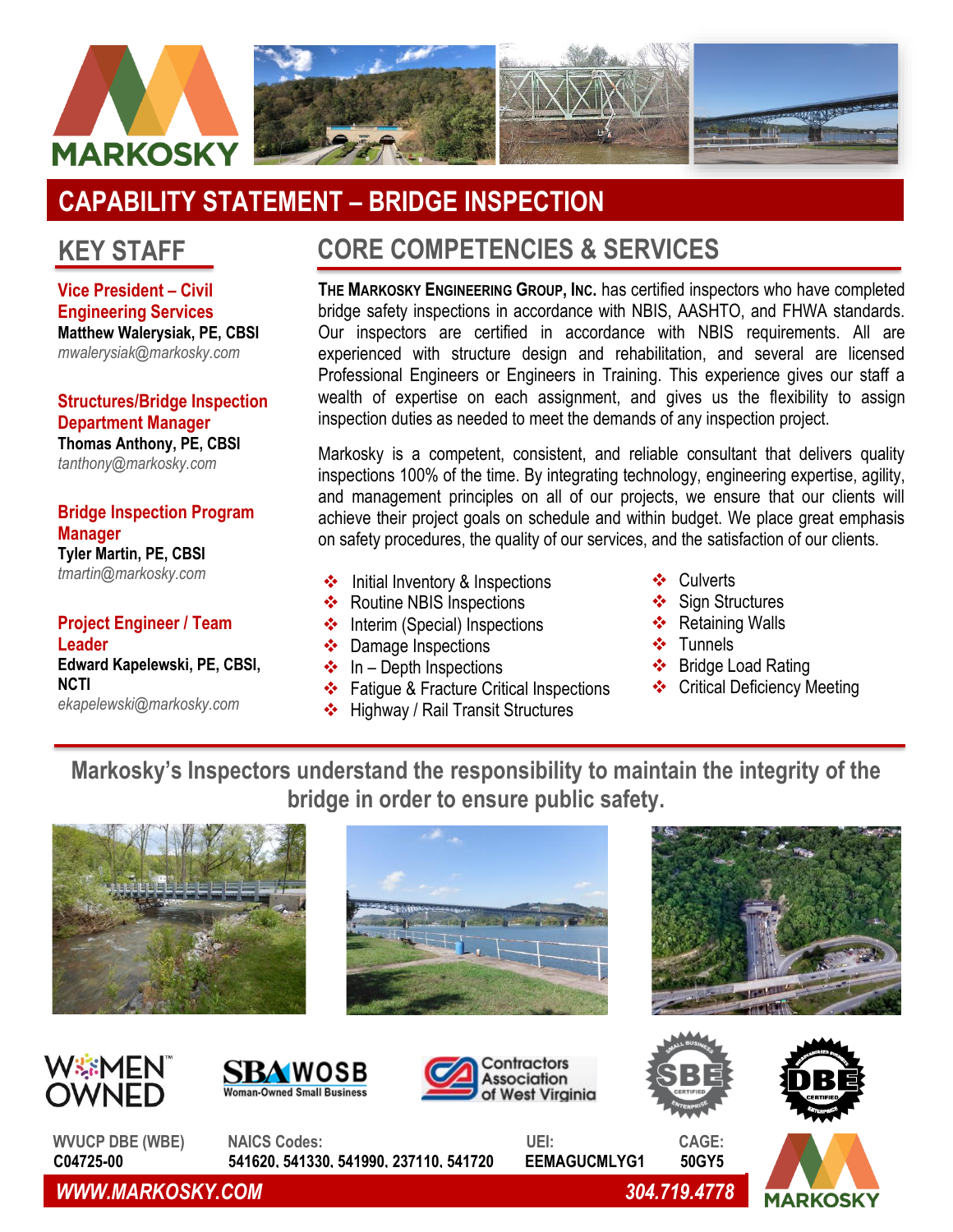# CAPABILITY STATEMENT – BRIDGE INSPECTION

## KEY STAFF

**Vice President – Civil Engineering Services**
**Matthew Walerysiak, PE, CBSI**
*mwalerysiak@markosky.com*

**Structures/Bridge Inspection Department Manager**
**Thomas Anthony, PE, CBSI**
*tanthony@markosky.com*

**Bridge Inspection Program Manager**
**Tyler Martin, PE, CBSI**
*tmartin@markosky.com*

**Project Engineer / Team Leader**
**Edward Kapelewski, PE, CBSI, NCTI**
*ekapelewski@markosky.com*

## CORE COMPETENCIES & SERVICES

**The Markosky Engineering Group, Inc.** has certified inspectors who have completed bridge safety inspections in accordance with NBIS, AASHTO, and FHWA standards. Our inspectors are certified in accordance with NBIS requirements. All are experienced with structure design and rehabilitation, and several are licensed Professional Engineers or Engineers in Training. This experience gives our staff a wealth of expertise on each assignment, and gives us the flexibility to assign inspection duties as needed to meet the demands of any inspection project.

Markosky is a competent, consistent, and reliable consultant that delivers quality inspections 100% of the time. By integrating technology, engineering expertise, agility, and management principles on all of our projects, we ensure that our clients will achieve their project goals on schedule and within budget. We place great emphasis on safety procedures, the quality of our services, and the satisfaction of our clients.

- Initial Inventory & Inspections
- Routine NBIS Inspections
- Interim (Special) Inspections
- Damage Inspections
- In – Depth Inspections
- Fatigue & Fracture Critical Inspections
- Highway / Rail Transit Structures
- Culverts
- Sign Structures
- Retaining Walls
- Tunnels
- Bridge Load Rating
- Critical Deficiency Meeting

**Markosky's Inspectors understand the responsibility to maintain the integrity of the bridge in order to ensure public safety.**

| WVUCP DBE (WBE) | NAICS Codes: | UEI: | CAGE: |
|---|---|---|---|
| C04725-00 | 541620, 541330, 541990, 237110, 541720 | EEMAGUCMLYG1 | 50GY5 |

*WWW.MARKOSKY.COM* 304.719.4778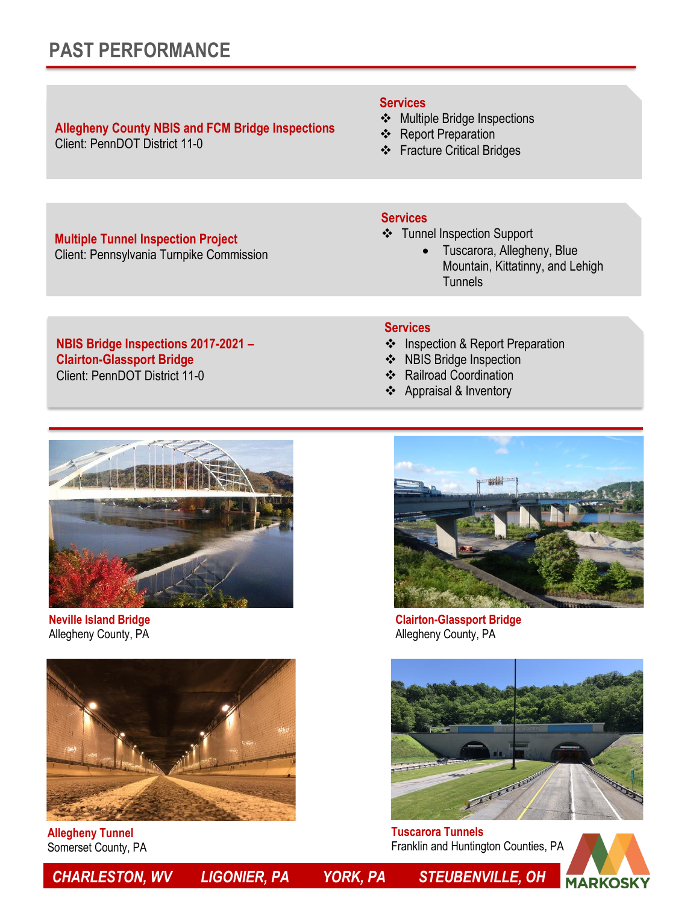## PAST PERFORMANCE

**Allegheny County NBIS and FCM Bridge Inspections**
Client: PennDOT District 11-0

**Services**
- Multiple Bridge Inspections
- Report Preparation
- Fracture Critical Bridges

**Multiple Tunnel Inspection Project**
Client: Pennsylvania Turnpike Commission

**Services**
- Tunnel Inspection Support
  - Tuscarora, Allegheny, Blue Mountain, Kittatinny, and Lehigh Tunnels

**NBIS Bridge Inspections 2017-2021 – Clairton-Glassport Bridge**
Client: PennDOT District 11-0

**Services**
- Inspection & Report Preparation
- NBIS Bridge Inspection
- Railroad Coordination
- Appraisal & Inventory

**Neville Island Bridge**
Allegheny County, PA

**Clairton-Glassport Bridge**
Allegheny County, PA

**Allegheny Tunnel**
Somerset County, PA

**Tuscarora Tunnels**
Franklin and Huntington Counties, PA

*CHARLESTON, WV LIGONIER, PA YORK, PA STEUBENVILLE, OH*

MARKOSKY